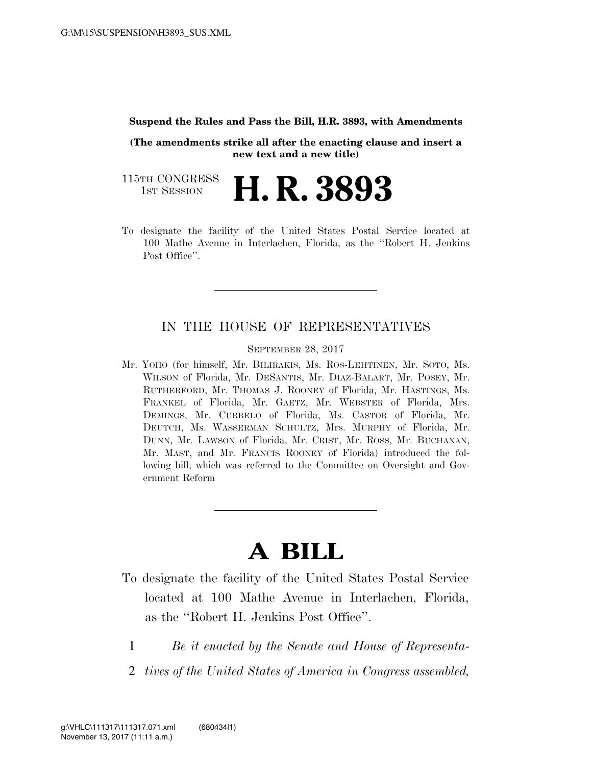**Suspend the Rules and Pass the Bill, H.R. 3893, with Amendments**

**(The amendments strike all after the enacting clause and insert a new text and a new title)**

115TH CONGRESS
1ST SESSION

# H. R. 3893

To designate the facility of the United States Postal Service located at 100 Mathe Avenue in Interlachen, Florida, as the ''Robert H. Jenkins Post Office''.

---

IN THE HOUSE OF REPRESENTATIVES

SEPTEMBER 28, 2017

Mr. YOHO (for himself, Mr. BILIRAKIS, Ms. ROS-LEHTINEN, Mr. SOTO, Ms. WILSON of Florida, Mr. DESANTIS, Mr. DIAZ-BALART, Mr. POSEY, Mr. RUTHERFORD, Mr. THOMAS J. ROONEY of Florida, Mr. HASTINGS, Ms. FRANKEL of Florida, Mr. GAETZ, Mr. WEBSTER of Florida, Mrs. DEMINGS, Mr. CURBELO of Florida, Ms. CASTOR of Florida, Mr. DEUTCH, Ms. WASSERMAN SCHULTZ, Mrs. MURPHY of Florida, Mr. DUNN, Mr. LAWSON of Florida, Mr. CRIST, Mr. ROSS, Mr. BUCHANAN, Mr. MAST, and Mr. FRANCIS ROONEY of Florida) introduced the following bill; which was referred to the Committee on Oversight and Government Reform

---

# A BILL

To designate the facility of the United States Postal Service located at 100 Mathe Avenue in Interlachen, Florida, as the ''Robert H. Jenkins Post Office''.

1 *Be it enacted by the Senate and House of Representa-*
2 *tives of the United States of America in Congress assembled,*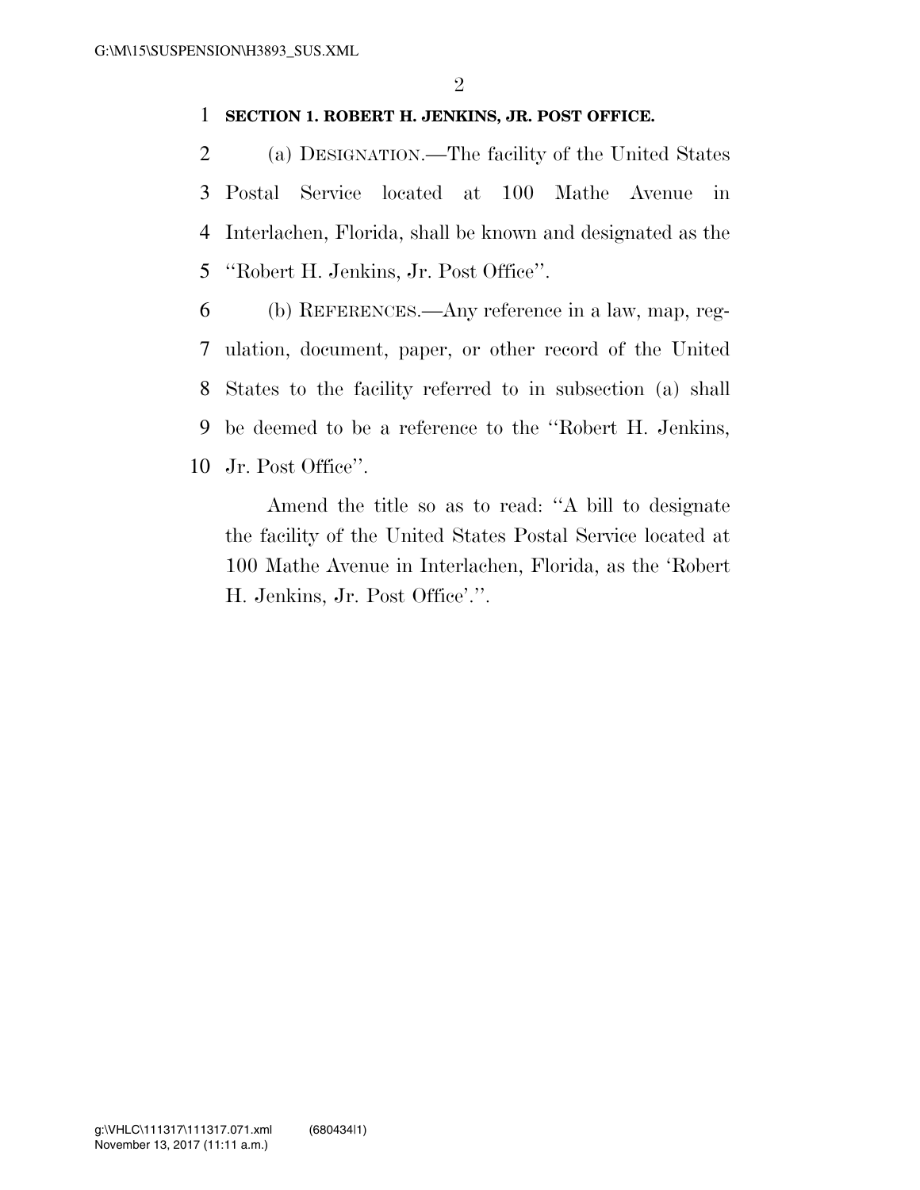**SECTION 1. ROBERT H. JENKINS, JR. POST OFFICE.**

(a) DESIGNATION.—The facility of the United States Postal Service located at 100 Mathe Avenue in Interlachen, Florida, shall be known and designated as the ''Robert H. Jenkins, Jr. Post Office''.

(b) REFERENCES.—Any reference in a law, map, regulation, document, paper, or other record of the United States to the facility referred to in subsection (a) shall be deemed to be a reference to the ''Robert H. Jenkins, Jr. Post Office''.

Amend the title so as to read: ''A bill to designate the facility of the United States Postal Service located at 100 Mathe Avenue in Interlachen, Florida, as the 'Robert H. Jenkins, Jr. Post Office'.''.